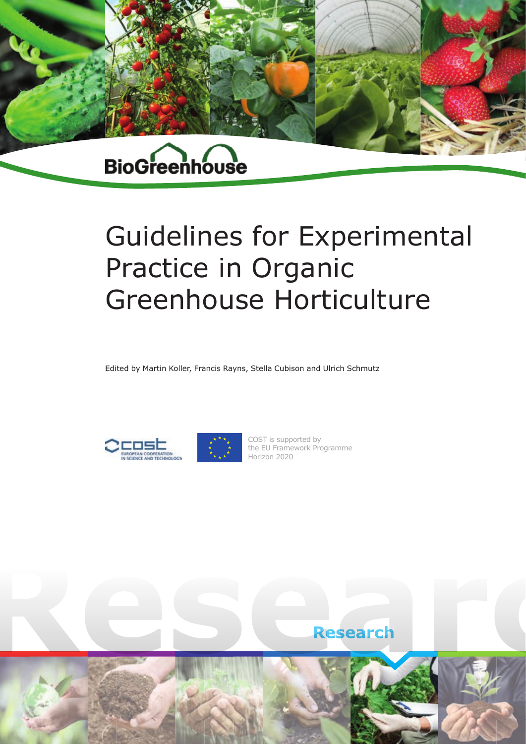BioGreenhouse

# Guidelines for Experimental Practice in Organic Greenhouse Horticulture

Edited by Martin Koller, Francis Rayns, Stella Cubison and Ulrich Schmutz

COST EUROPEAN COOPERATION IN SCIENCE AND TECHNOLOGY

COST is supported by the EU Framework Programme Horizon 2020

Research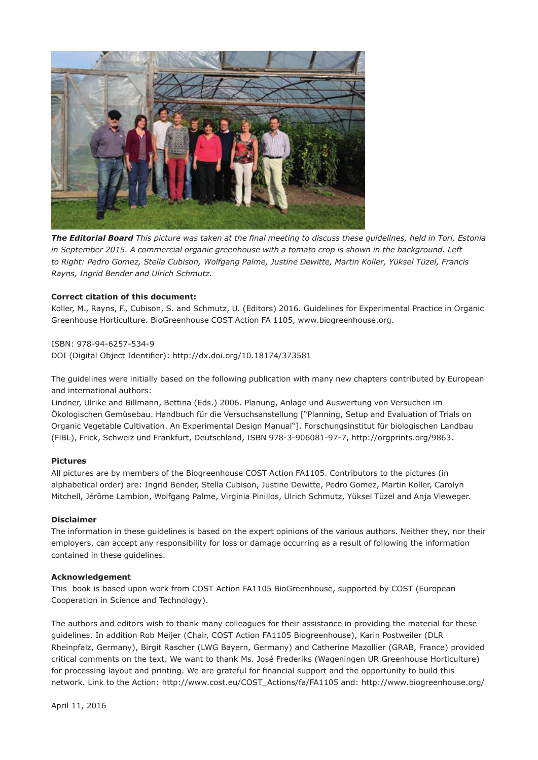***The Editorial Board*** *This picture was taken at the final meeting to discuss these guidelines, held in Tori, Estonia in September 2015. A commercial organic greenhouse with a tomato crop is shown in the background. Left to Right: Pedro Gomez, Stella Cubison, Wolfgang Palme, Justine Dewitte, Martin Koller, Yüksel Tüzel, Francis Rayns, Ingrid Bender and Ulrich Schmutz.*

**Correct citation of this document:**

Koller, M., Rayns, F., Cubison, S. and Schmutz, U. (Editors) 2016. Guidelines for Experimental Practice in Organic Greenhouse Horticulture. BioGreenhouse COST Action FA 1105, www.biogreenhouse.org.

ISBN: 978-94-6257-534-9

DOI (Digital Object Identifier): http://dx.doi.org/10.18174/373581

The guidelines were initially based on the following publication with many new chapters contributed by European and international authors:

Lindner, Ulrike and Billmann, Bettina (Eds.) 2006. Planung, Anlage und Auswertung von Versuchen im Ökologischen Gemüsebau. Handbuch für die Versuchsanstellung ["Planning, Setup and Evaluation of Trials on Organic Vegetable Cultivation. An Experimental Design Manual"]. Forschungsinstitut für biologischen Landbau (FiBL), Frick, Schweiz und Frankfurt, Deutschland, ISBN 978-3-906081-97-7, http://orgprints.org/9863.

**Pictures**

All pictures are by members of the Biogreenhouse COST Action FA1105. Contributors to the pictures (in alphabetical order) are: Ingrid Bender, Stella Cubison, Justine Dewitte, Pedro Gomez, Martin Koller, Carolyn Mitchell, Jérôme Lambion, Wolfgang Palme, Virginia Pinillos, Ulrich Schmutz, Yüksel Tüzel and Anja Vieweger.

**Disclaimer**

The information in these guidelines is based on the expert opinions of the various authors. Neither they, nor their employers, can accept any responsibility for loss or damage occurring as a result of following the information contained in these guidelines.

**Acknowledgement**

This book is based upon work from COST Action FA1105 BioGreenhouse, supported by COST (European Cooperation in Science and Technology).

The authors and editors wish to thank many colleagues for their assistance in providing the material for these guidelines. In addition Rob Meijer (Chair, COST Action FA1105 Biogreenhouse), Karin Postweiler (DLR Rheinpfalz, Germany), Birgit Rascher (LWG Bayern, Germany) and Catherine Mazollier (GRAB, France) provided critical comments on the text. We want to thank Ms. José Frederiks (Wageningen UR Greenhouse Horticulture) for processing layout and printing. We are grateful for financial support and the opportunity to build this network. Link to the Action: http://www.cost.eu/COST_Actions/fa/FA1105 and: http://www.biogreenhouse.org/

April 11, 2016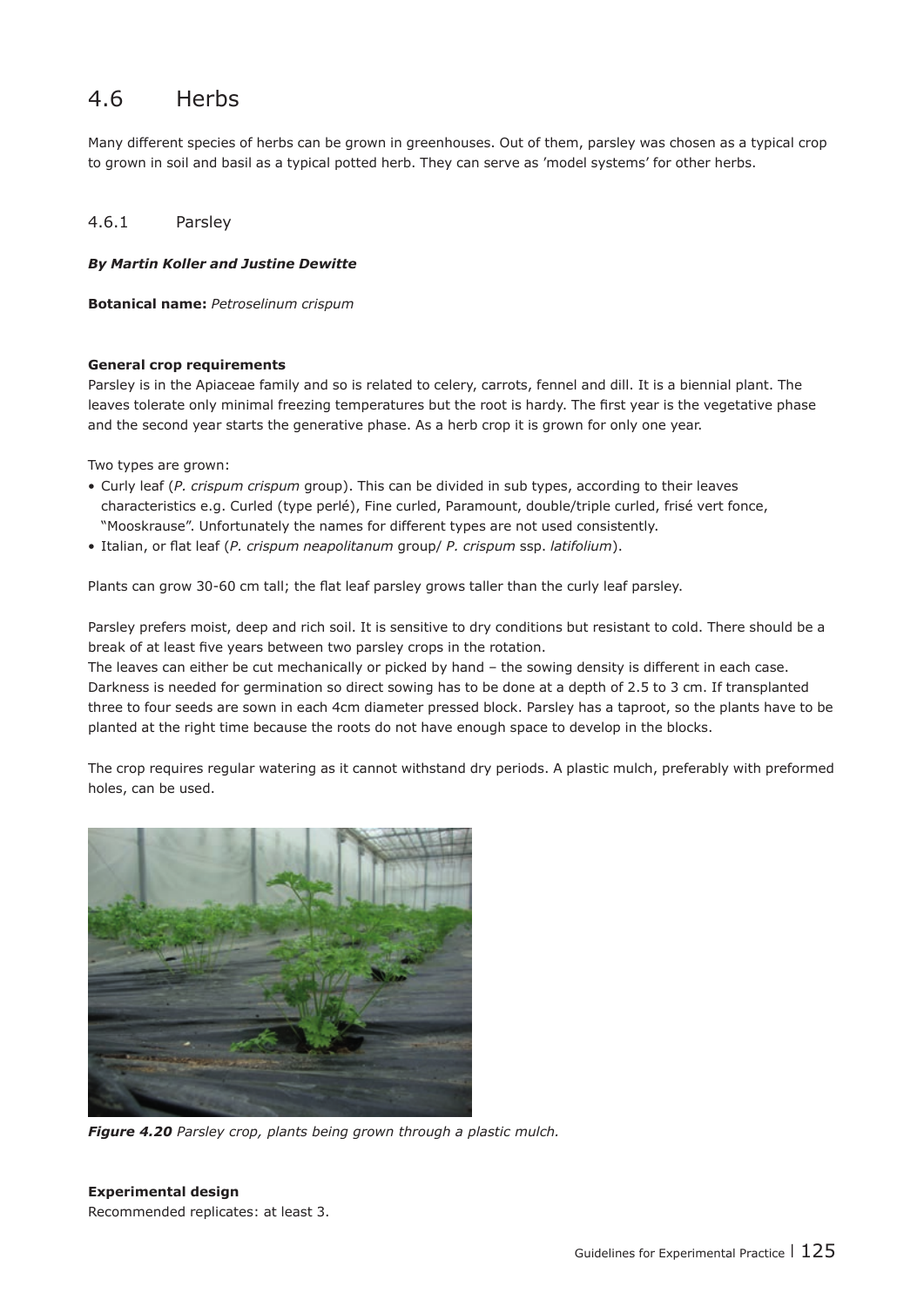## 4.6 Herbs

Many different species of herbs can be grown in greenhouses. Out of them, parsley was chosen as a typical crop to grown in soil and basil as a typical potted herb. They can serve as 'model systems' for other herbs.

### 4.6.1 Parsley

***By Martin Koller and Justine Dewitte***

**Botanical name:** *Petroselinum crispum*

**General crop requirements**

Parsley is in the Apiaceae family and so is related to celery, carrots, fennel and dill. It is a biennial plant. The leaves tolerate only minimal freezing temperatures but the root is hardy. The first year is the vegetative phase and the second year starts the generative phase. As a herb crop it is grown for only one year.

Two types are grown:

- Curly leaf (*P. crispum crispum* group). This can be divided in sub types, according to their leaves characteristics e.g. Curled (type perlé), Fine curled, Paramount, double/triple curled, frisé vert fonce, "Mooskrause". Unfortunately the names for different types are not used consistently.
- Italian, or flat leaf (*P. crispum neapolitanum* group/ *P. crispum* ssp. *latifolium*).

Plants can grow 30-60 cm tall; the flat leaf parsley grows taller than the curly leaf parsley.

Parsley prefers moist, deep and rich soil. It is sensitive to dry conditions but resistant to cold. There should be a break of at least five years between two parsley crops in the rotation.

The leaves can either be cut mechanically or picked by hand – the sowing density is different in each case. Darkness is needed for germination so direct sowing has to be done at a depth of 2.5 to 3 cm. If transplanted three to four seeds are sown in each 4cm diameter pressed block. Parsley has a taproot, so the plants have to be planted at the right time because the roots do not have enough space to develop in the blocks.

The crop requires regular watering as it cannot withstand dry periods. A plastic mulch, preferably with preformed holes, can be used.

***Figure 4.20*** *Parsley crop, plants being grown through a plastic mulch.*

**Experimental design**

Recommended replicates: at least 3.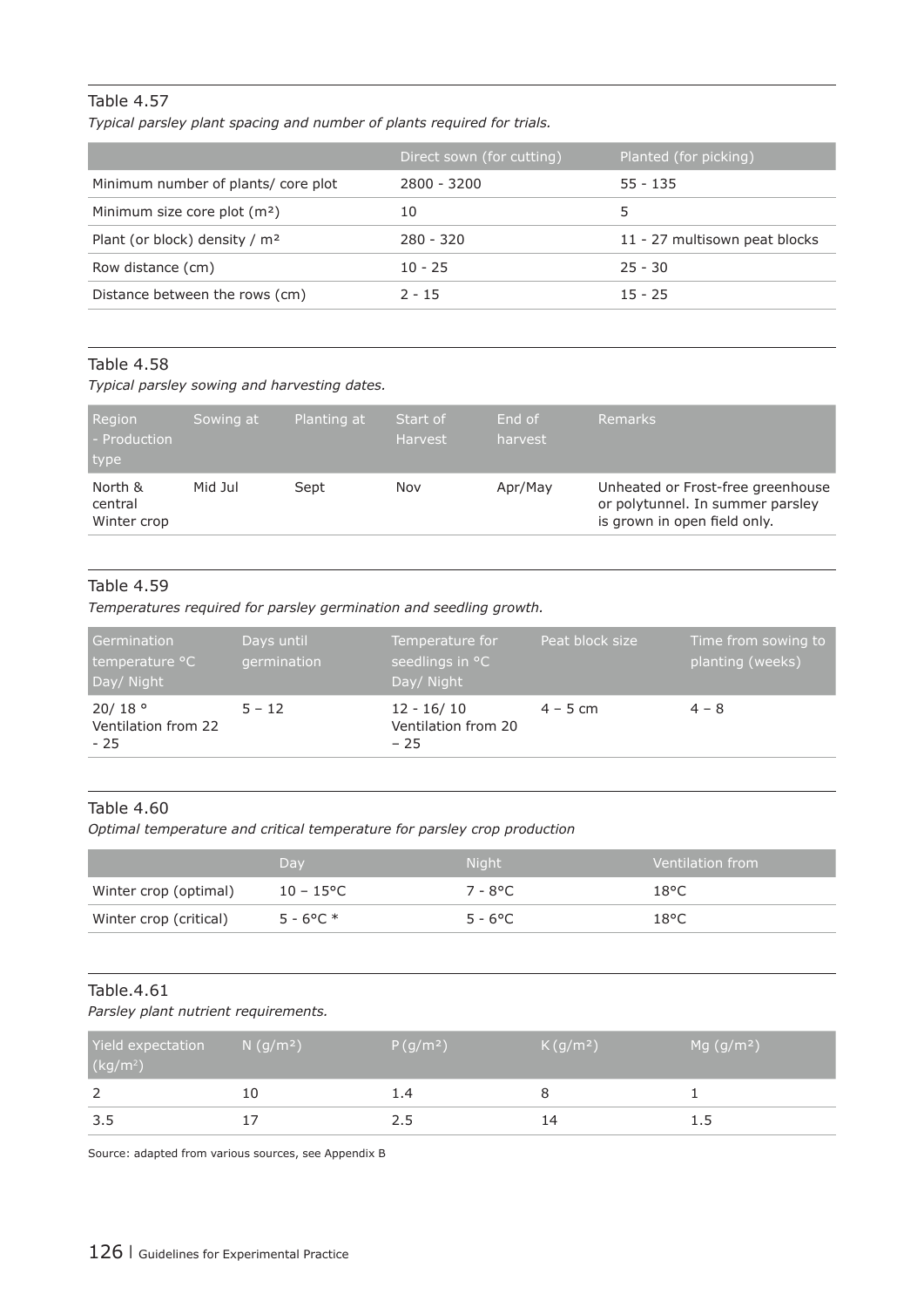Table 4.57

*Typical parsley plant spacing and number of plants required for trials.*

| | Direct sown (for cutting) | Planted (for picking) |
|---|---|---|
| Minimum number of plants/ core plot | 2800 - 3200 | 55 - 135 |
| Minimum size core plot (m²) | 10 | 5 |
| Plant (or block) density / m² | 280 - 320 | 11 - 27 multisown peat blocks |
| Row distance (cm) | 10 - 25 | 25 - 30 |
| Distance between the rows (cm) | 2 - 15 | 15 - 25 |

Table 4.58

*Typical parsley sowing and harvesting dates.*

| Region - Production type | Sowing at | Planting at | Start of Harvest | End of harvest | Remarks |
|---|---|---|---|---|---|
| North & central Winter crop | Mid Jul | Sept | Nov | Apr/May | Unheated or Frost-free greenhouse or polytunnel. In summer parsley is grown in open field only. |

Table 4.59

*Temperatures required for parsley germination and seedling growth.*

| Germination temperature °C Day/ Night | Days until germination | Temperature for seedlings in °C Day/ Night | Peat block size | Time from sowing to planting (weeks) |
|---|---|---|---|---|
| 20/ 18 ° Ventilation from 22 - 25 | 5 – 12 | 12 - 16/ 10 Ventilation from 20 – 25 | 4 – 5 cm | 4 – 8 |

Table 4.60

*Optimal temperature and critical temperature for parsley crop production*

| | Day | Night | Ventilation from |
|---|---|---|---|
| Winter crop (optimal) | 10 – 15°C | 7 - 8°C | 18°C |
| Winter crop (critical) | 5 - 6°C * | 5 - 6°C | 18°C |

Table.4.61

*Parsley plant nutrient requirements.*

| Yield expectation (kg/m²) | N (g/m²) | P (g/m²) | K (g/m²) | Mg (g/m²) |
|---|---|---|---|---|
| 2 | 10 | 1.4 | 8 | 1 |
| 3.5 | 17 | 2.5 | 14 | 1.5 |

Source: adapted from various sources, see Appendix B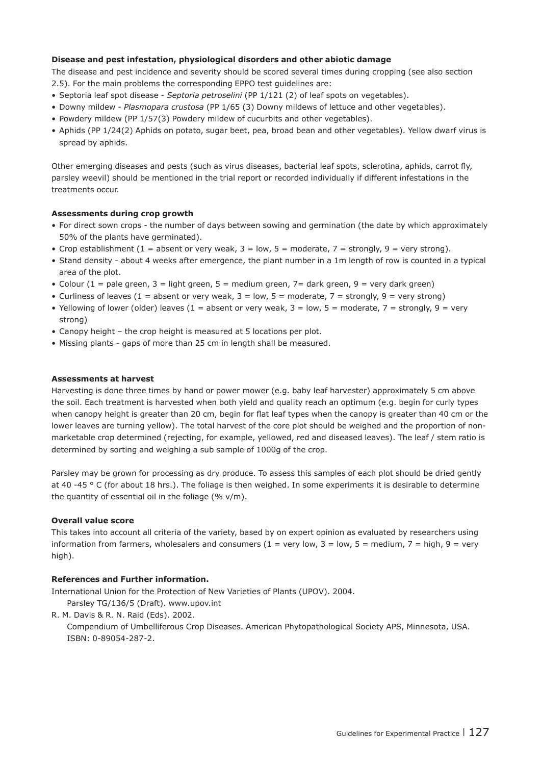**Disease and pest infestation, physiological disorders and other abiotic damage**

The disease and pest incidence and severity should be scored several times during cropping (see also section 2.5). For the main problems the corresponding EPPO test guidelines are:

- Septoria leaf spot disease - *Septoria petroselini* (PP 1/121 (2) of leaf spots on vegetables).
- Downy mildew - *Plasmopara crustosa* (PP 1/65 (3) Downy mildews of lettuce and other vegetables).
- Powdery mildew (PP 1/57(3) Powdery mildew of cucurbits and other vegetables).
- Aphids (PP 1/24(2) Aphids on potato, sugar beet, pea, broad bean and other vegetables). Yellow dwarf virus is spread by aphids.

Other emerging diseases and pests (such as virus diseases, bacterial leaf spots, sclerotina, aphids, carrot fly, parsley weevil) should be mentioned in the trial report or recorded individually if different infestations in the treatments occur.

**Assessments during crop growth**

- For direct sown crops - the number of days between sowing and germination (the date by which approximately 50% of the plants have germinated).
- Crop establishment (1 = absent or very weak, 3 = low, 5 = moderate, 7 = strongly, 9 = very strong).
- Stand density - about 4 weeks after emergence, the plant number in a 1m length of row is counted in a typical area of the plot.
- Colour (1 = pale green, 3 = light green, 5 = medium green, 7= dark green, 9 = very dark green)
- Curliness of leaves (1 = absent or very weak, 3 = low, 5 = moderate, 7 = strongly, 9 = very strong)
- Yellowing of lower (older) leaves (1 = absent or very weak, 3 = low, 5 = moderate, 7 = strongly, 9 = very strong)
- Canopy height – the crop height is measured at 5 locations per plot.
- Missing plants - gaps of more than 25 cm in length shall be measured.

**Assessments at harvest**

Harvesting is done three times by hand or power mower (e.g. baby leaf harvester) approximately 5 cm above the soil. Each treatment is harvested when both yield and quality reach an optimum (e.g. begin for curly types when canopy height is greater than 20 cm, begin for flat leaf types when the canopy is greater than 40 cm or the lower leaves are turning yellow). The total harvest of the core plot should be weighed and the proportion of non-marketable crop determined (rejecting, for example, yellowed, red and diseased leaves). The leaf / stem ratio is determined by sorting and weighing a sub sample of 1000g of the crop.

Parsley may be grown for processing as dry produce. To assess this samples of each plot should be dried gently at 40 -45 ° C (for about 18 hrs.). The foliage is then weighed. In some experiments it is desirable to determine the quantity of essential oil in the foliage (% v/m).

**Overall value score**

This takes into account all criteria of the variety, based by on expert opinion as evaluated by researchers using information from farmers, wholesalers and consumers (1 = very low, 3 = low, 5 = medium, 7 = high, 9 = very high).

**References and Further information.**

International Union for the Protection of New Varieties of Plants (UPOV). 2004.
Parsley TG/136/5 (Draft). www.upov.int

R. M. Davis & R. N. Raid (Eds). 2002.
Compendium of Umbelliferous Crop Diseases. American Phytopathological Society APS, Minnesota, USA. ISBN: 0-89054-287-2.